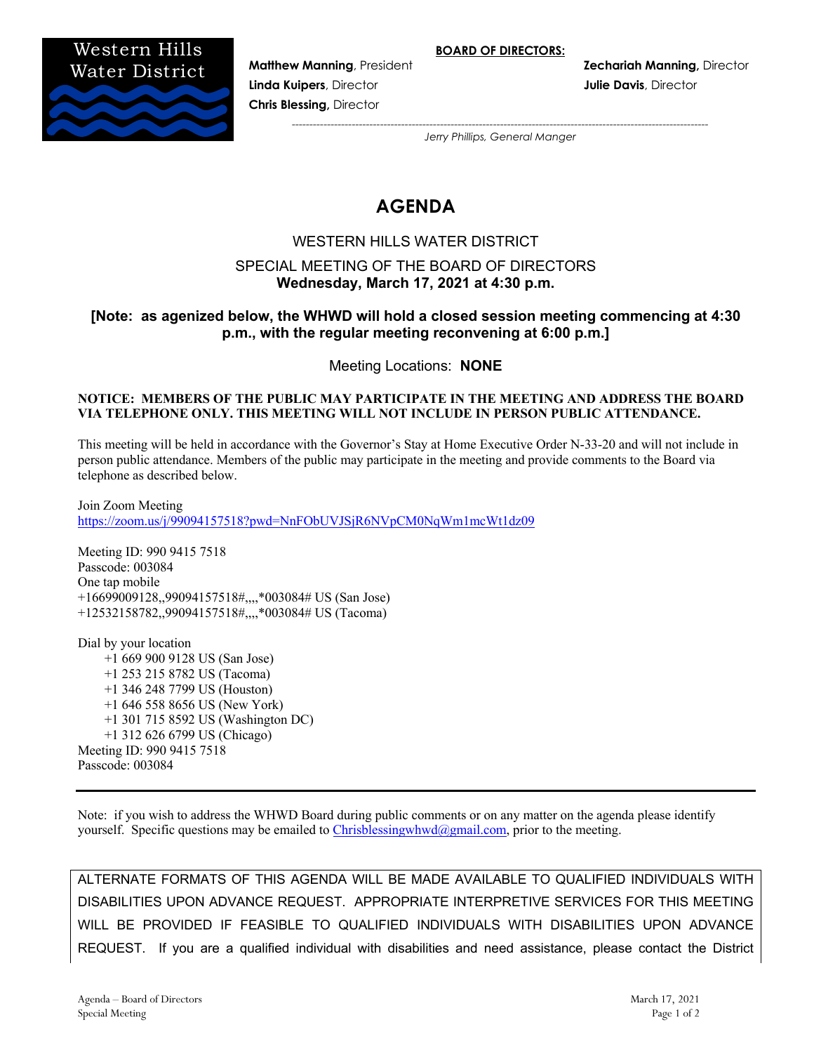Western Hills Water District

**BOARD OF DIRECTORS:**

**Matthew Manning**, President
**Linda Kuipers**, Director
**Chris Blessing**, Director
**Zechariah Manning**, Director
**Julie Davis**, Director

*Jerry Phillips, General Manger*

# AGENDA

## WESTERN HILLS WATER DISTRICT

### SPECIAL MEETING OF THE BOARD OF DIRECTORS
**Wednesday, March 17, 2021 at 4:30 p.m.**

**[Note: as agenized below, the WHWD will hold a closed session meeting commencing at 4:30 p.m., with the regular meeting reconvening at 6:00 p.m.]**

Meeting Locations: **NONE**

**NOTICE: MEMBERS OF THE PUBLIC MAY PARTICIPATE IN THE MEETING AND ADDRESS THE BOARD VIA TELEPHONE ONLY. THIS MEETING WILL NOT INCLUDE IN PERSON PUBLIC ATTENDANCE.**

This meeting will be held in accordance with the Governor's Stay at Home Executive Order N-33-20 and will not include in person public attendance. Members of the public may participate in the meeting and provide comments to the Board via telephone as described below.

Join Zoom Meeting
https://zoom.us/j/99094157518?pwd=NnFObUVJSjR6NVpCM0NqWm1mcWt1dz09

Meeting ID: 990 9415 7518
Passcode: 003084
One tap mobile
+16699009128,,99094157518#,,,,*003084# US (San Jose)
+12532158782,,99094157518#,,,,*003084# US (Tacoma)

Dial by your location
- +1 669 900 9128 US (San Jose)
- +1 253 215 8782 US (Tacoma)
- +1 346 248 7799 US (Houston)
- +1 646 558 8656 US (New York)
- +1 301 715 8592 US (Washington DC)
- +1 312 626 6799 US (Chicago)

Meeting ID: 990 9415 7518
Passcode: 003084

---

Note: if you wish to address the WHWD Board during public comments or on any matter on the agenda please identify yourself. Specific questions may be emailed to Chrisblessingwhwd@gmail.com, prior to the meeting.

ALTERNATE FORMATS OF THIS AGENDA WILL BE MADE AVAILABLE TO QUALIFIED INDIVIDUALS WITH DISABILITIES UPON ADVANCE REQUEST. APPROPRIATE INTERPRETIVE SERVICES FOR THIS MEETING WILL BE PROVIDED IF FEASIBLE TO QUALIFIED INDIVIDUALS WITH DISABILITIES UPON ADVANCE REQUEST. If you are a qualified individual with disabilities and need assistance, please contact the District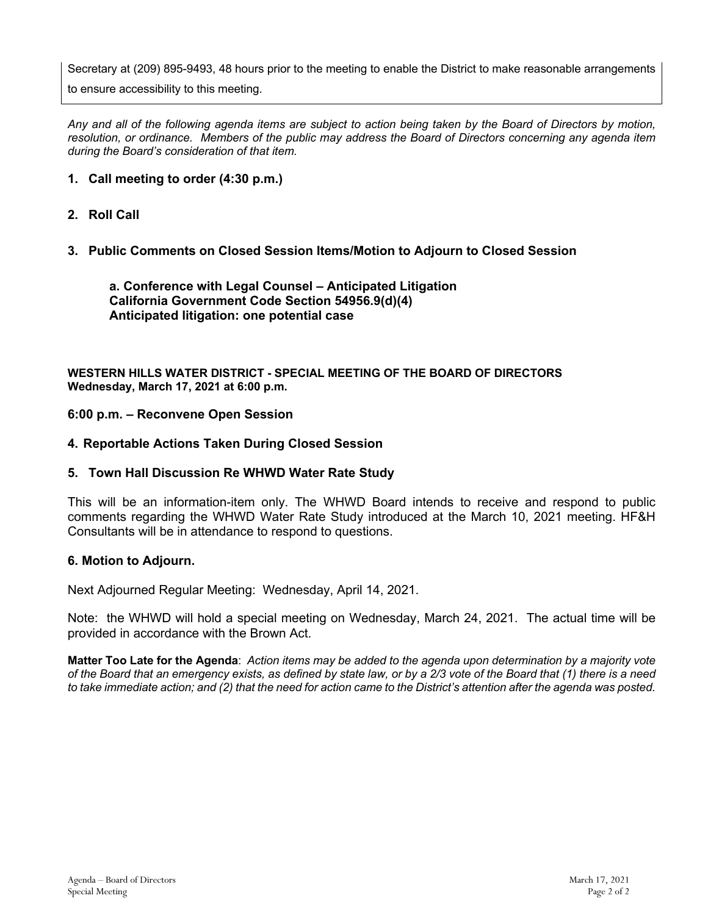Secretary at (209) 895-9493, 48 hours prior to the meeting to enable the District to make reasonable arrangements to ensure accessibility to this meeting.

*Any and all of the following agenda items are subject to action being taken by the Board of Directors by motion, resolution, or ordinance. Members of the public may address the Board of Directors concerning any agenda item during the Board's consideration of that item.*

**1. Call meeting to order (4:30 p.m.)**

**2. Roll Call**

**3. Public Comments on Closed Session Items/Motion to Adjourn to Closed Session**

**a. Conference with Legal Counsel – Anticipated Litigation**
**California Government Code Section 54956.9(d)(4)**
**Anticipated litigation: one potential case**

**WESTERN HILLS WATER DISTRICT - SPECIAL MEETING OF THE BOARD OF DIRECTORS**
**Wednesday, March 17, 2021 at 6:00 p.m.**

**6:00 p.m. – Reconvene Open Session**

**4. Reportable Actions Taken During Closed Session**

**5. Town Hall Discussion Re WHWD Water Rate Study**

This will be an information-item only. The WHWD Board intends to receive and respond to public comments regarding the WHWD Water Rate Study introduced at the March 10, 2021 meeting. HF&H Consultants will be in attendance to respond to questions.

**6. Motion to Adjourn.**

Next Adjourned Regular Meeting: Wednesday, April 14, 2021.

Note: the WHWD will hold a special meeting on Wednesday, March 24, 2021. The actual time will be provided in accordance with the Brown Act.

**Matter Too Late for the Agenda**: *Action items may be added to the agenda upon determination by a majority vote of the Board that an emergency exists, as defined by state law, or by a 2/3 vote of the Board that (1) there is a need to take immediate action; and (2) that the need for action came to the District's attention after the agenda was posted.*